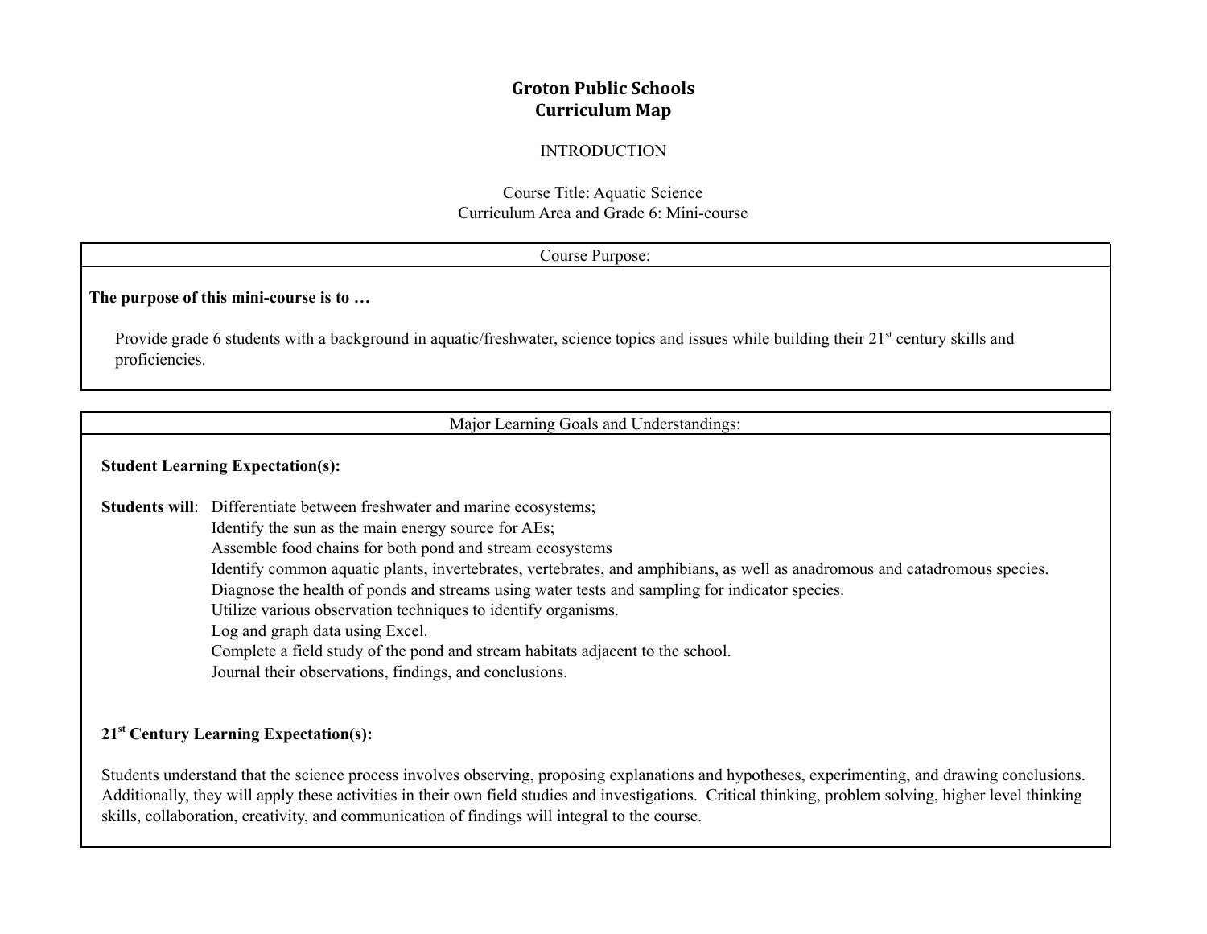# Groton Public Schools
# Curriculum Map

INTRODUCTION

Course Title: Aquatic Science
Curriculum Area and Grade 6: Mini-course

## Course Purpose:

**The purpose of this mini-course is to …**

Provide grade 6 students with a background in aquatic/freshwater, science topics and issues while building their 21st century skills and proficiencies.

## Major Learning Goals and Understandings:

**Student Learning Expectation(s):**

**Students will**:
- Differentiate between freshwater and marine ecosystems;
- Identify the sun as the main energy source for AEs;
- Assemble food chains for both pond and stream ecosystems
- Identify common aquatic plants, invertebrates, vertebrates, and amphibians, as well as anadromous and catadromous species.
- Diagnose the health of ponds and streams using water tests and sampling for indicator species.
- Utilize various observation techniques to identify organisms.
- Log and graph data using Excel.
- Complete a field study of the pond and stream habitats adjacent to the school.
- Journal their observations, findings, and conclusions.

**21st Century Learning Expectation(s):**

Students understand that the science process involves observing, proposing explanations and hypotheses, experimenting, and drawing conclusions. Additionally, they will apply these activities in their own field studies and investigations. Critical thinking, problem solving, higher level thinking skills, collaboration, creativity, and communication of findings will integral to the course.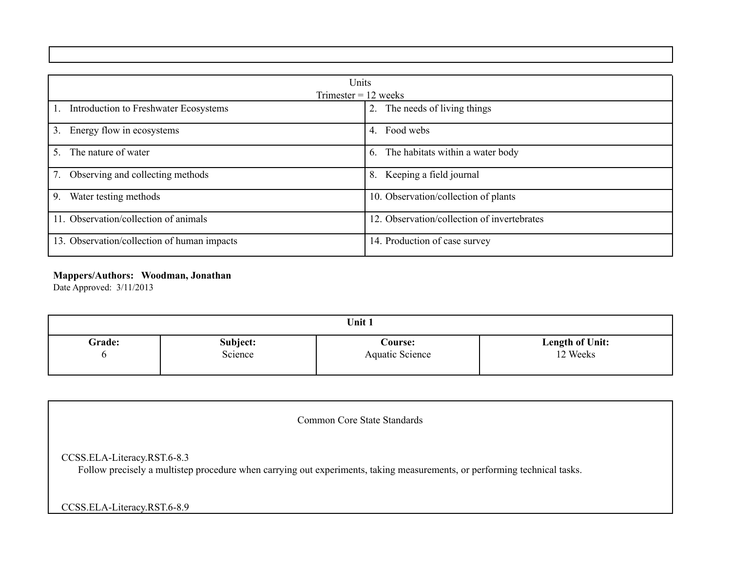| Units<br>Trimester = 12 weeks | |
|---|---|
| 1. Introduction to Freshwater Ecosystems | 2. The needs of living things |
| 3. Energy flow in ecosystems | 4. Food webs |
| 5. The nature of water | 6. The habitats within a water body |
| 7. Observing and collecting methods | 8. Keeping a field journal |
| 9. Water testing methods | 10. Observation/collection of plants |
| 11. Observation/collection of animals | 12. Observation/collection of invertebrates |
| 13. Observation/collection of human impacts | 14. Production of case survey |

**Mappers/Authors: Woodman, Jonathan**
Date Approved: 3/11/2013

| **Unit 1** | | | |
|---|---|---|---|
| **Grade:**<br>6 | **Subject:**<br>Science | **Course:**<br>Aquatic Science | **Length of Unit:**<br>12 Weeks |

Common Core State Standards

CCSS.ELA-Literacy.RST.6-8.3
Follow precisely a multistep procedure when carrying out experiments, taking measurements, or performing technical tasks.

CCSS.ELA-Literacy.RST.6-8.9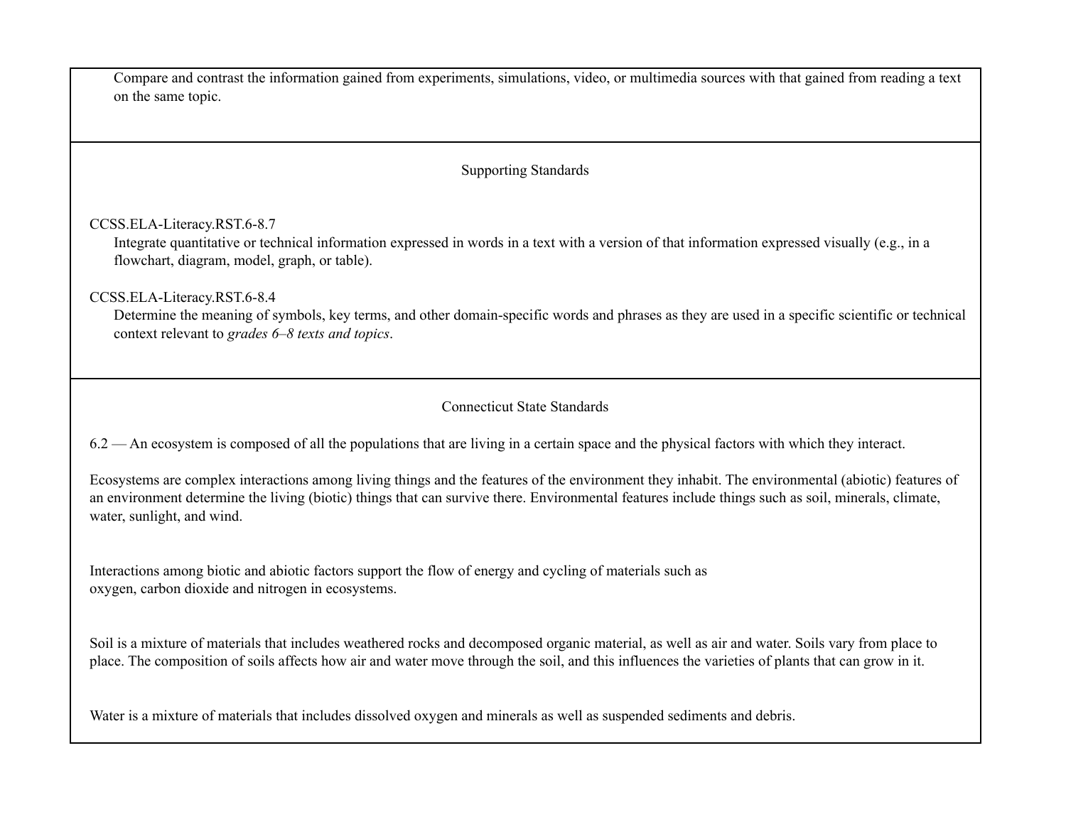Compare and contrast the information gained from experiments, simulations, video, or multimedia sources with that gained from reading a text on the same topic.

## Supporting Standards

CCSS.ELA-Literacy.RST.6-8.7

Integrate quantitative or technical information expressed in words in a text with a version of that information expressed visually (e.g., in a flowchart, diagram, model, graph, or table).

CCSS.ELA-Literacy.RST.6-8.4

Determine the meaning of symbols, key terms, and other domain-specific words and phrases as they are used in a specific scientific or technical context relevant to *grades 6–8 texts and topics*.

## Connecticut State Standards

6.2 — An ecosystem is composed of all the populations that are living in a certain space and the physical factors with which they interact.

Ecosystems are complex interactions among living things and the features of the environment they inhabit. The environmental (abiotic) features of an environment determine the living (biotic) things that can survive there. Environmental features include things such as soil, minerals, climate, water, sunlight, and wind.

Interactions among biotic and abiotic factors support the flow of energy and cycling of materials such as oxygen, carbon dioxide and nitrogen in ecosystems.

Soil is a mixture of materials that includes weathered rocks and decomposed organic material, as well as air and water. Soils vary from place to place. The composition of soils affects how air and water move through the soil, and this influences the varieties of plants that can grow in it.

Water is a mixture of materials that includes dissolved oxygen and minerals as well as suspended sediments and debris.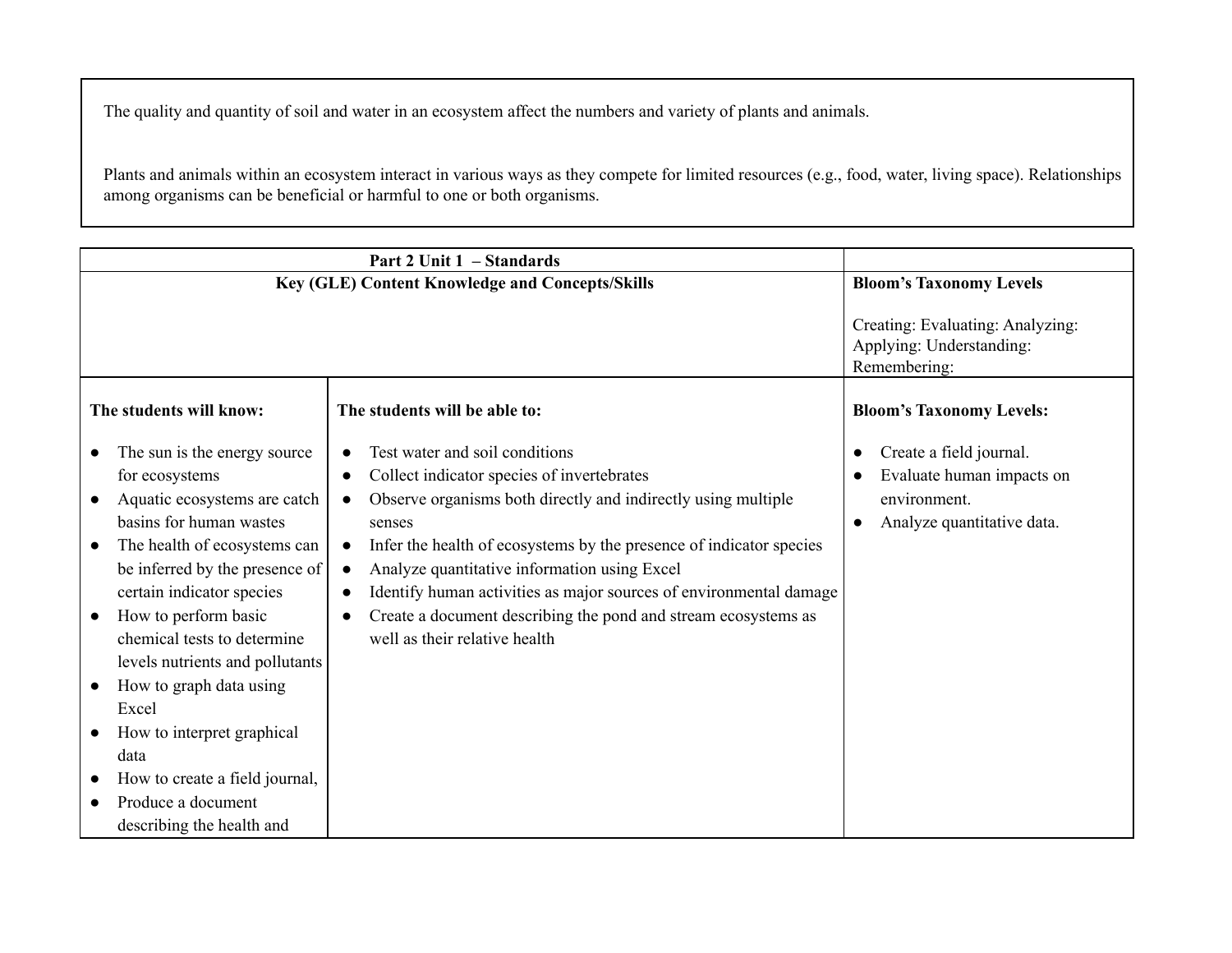The quality and quantity of soil and water in an ecosystem affect the numbers and variety of plants and animals.

Plants and animals within an ecosystem interact in various ways as they compete for limited resources (e.g., food, water, living space). Relationships among organisms can be beneficial or harmful to one or both organisms.

| **Part 2 Unit 1 – Standards** | | |
|---|---|---|
| **Key (GLE) Content Knowledge and Concepts/Skills** | | **Bloom's Taxonomy Levels**<br><br>Creating: Evaluating: Analyzing: Applying: Understanding: Remembering: |
| **The students will know:**<br><br>● The sun is the energy source for ecosystems<br>● Aquatic ecosystems are catch basins for human wastes<br>● The health of ecosystems can be inferred by the presence of certain indicator species<br>● How to perform basic chemical tests to determine levels nutrients and pollutants<br>● How to graph data using Excel<br>● How to interpret graphical data<br>● How to create a field journal,<br>● Produce a document describing the health and | **The students will be able to:**<br><br>● Test water and soil conditions<br>● Collect indicator species of invertebrates<br>● Observe organisms both directly and indirectly using multiple senses<br>● Infer the health of ecosystems by the presence of indicator species<br>● Analyze quantitative information using Excel<br>● Identify human activities as major sources of environmental damage<br>● Create a document describing the pond and stream ecosystems as well as their relative health | **Bloom's Taxonomy Levels:**<br><br>● Create a field journal.<br>● Evaluate human impacts on environment.<br>● Analyze quantitative data. |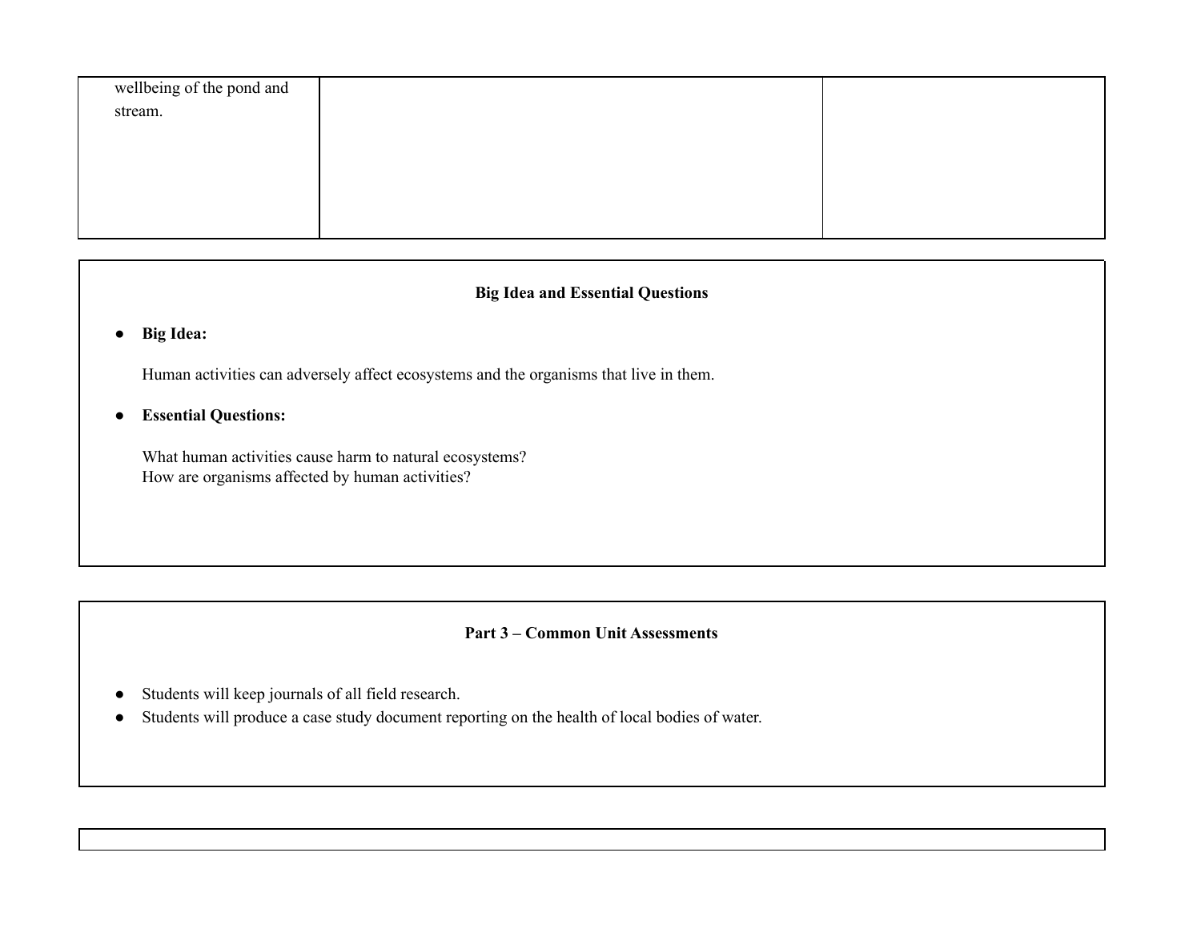| | | |
|---|---|---|
| wellbeing of the pond and stream. | | |

### Big Idea and Essential Questions

- **Big Idea:**

  Human activities can adversely affect ecosystems and the organisms that live in them.

- **Essential Questions:**

  What human activities cause harm to natural ecosystems?
  How are organisms affected by human activities?

### Part 3 – Common Unit Assessments

- Students will keep journals of all field research.
- Students will produce a case study document reporting on the health of local bodies of water.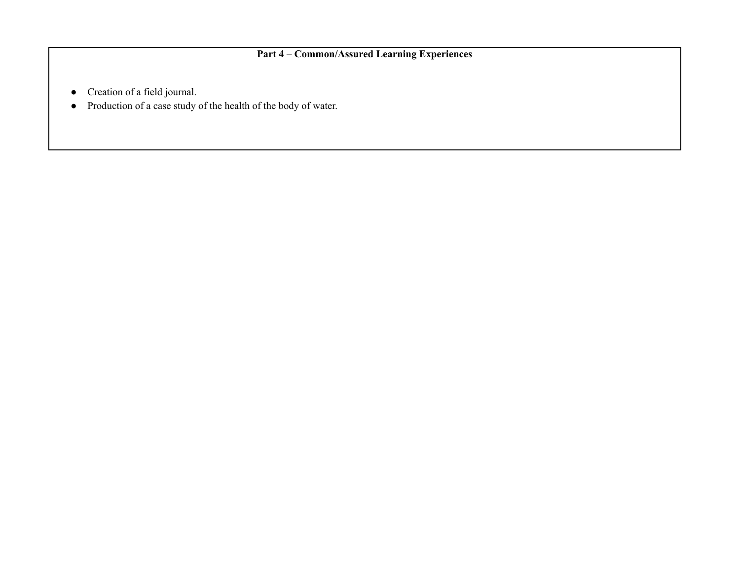**Part 4 – Common/Assured Learning Experiences**

- Creation of a field journal.
- Production of a case study of the health of the body of water.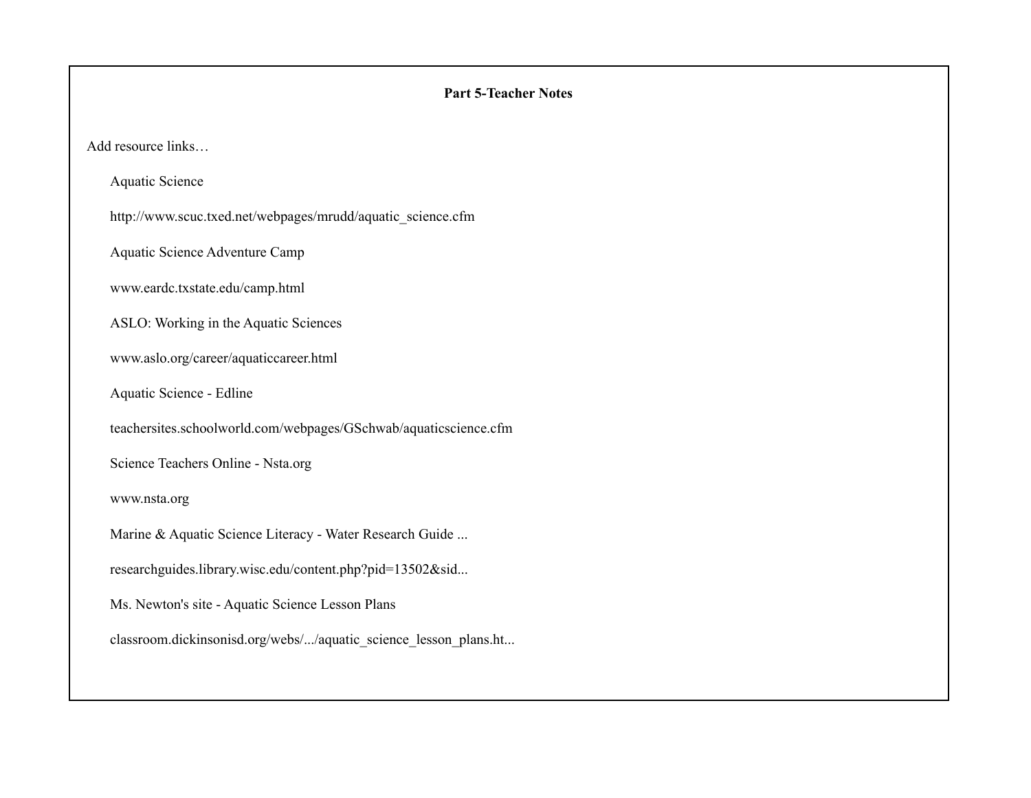**Part 5-Teacher Notes**

Add resource links…

Aquatic Science

http://www.scuc.txed.net/webpages/mrudd/aquatic_science.cfm

Aquatic Science Adventure Camp

www.eardc.txstate.edu/camp.html

ASLO: Working in the Aquatic Sciences

www.aslo.org/career/aquaticcareer.html

Aquatic Science - Edline

teachersites.schoolworld.com/webpages/GSchwab/aquaticscience.cfm

Science Teachers Online - Nsta.org

www.nsta.org

Marine & Aquatic Science Literacy - Water Research Guide ...

researchguides.library.wisc.edu/content.php?pid=13502&sid...

Ms. Newton's site - Aquatic Science Lesson Plans

classroom.dickinsonisd.org/webs/.../aquatic_science_lesson_plans.ht...